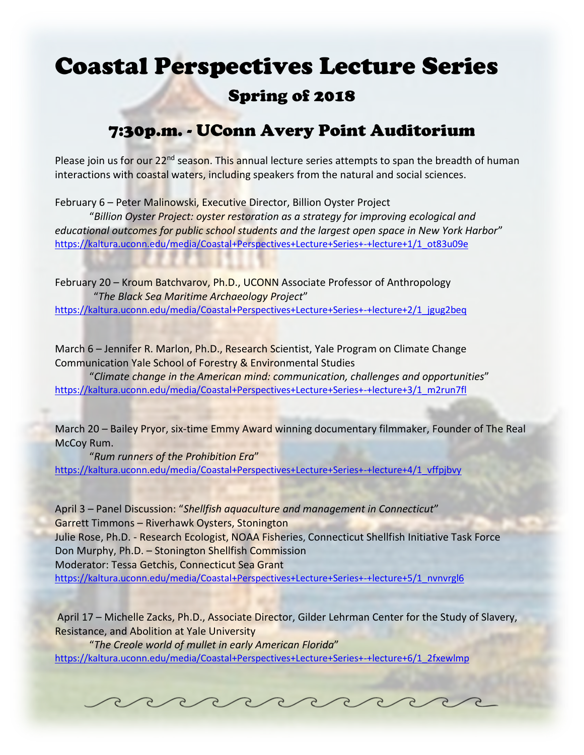# Coastal Perspectives Lecture Series

## Spring of 2018

## 7:30p.m. - UConn Avery Point Auditorium

Please join us for our 22nd season. This annual lecture series attempts to span the breadth of human interactions with coastal waters, including speakers from the natural and social sciences.

February 6 – Peter Malinowski, Executive Director, Billion Oyster Project
"*Billion Oyster Project: oyster restoration as a strategy for improving ecological and educational outcomes for public school students and the largest open space in New York Harbor*"
https://kaltura.uconn.edu/media/Coastal+Perspectives+Lecture+Series+-+lecture+1/1_ot83u09e

February 20 – Kroum Batchvarov, Ph.D., UCONN Associate Professor of Anthropology
"*The Black Sea Maritime Archaeology Project*"
https://kaltura.uconn.edu/media/Coastal+Perspectives+Lecture+Series+-+lecture+2/1_jgug2beq

March 6 – Jennifer R. Marlon, Ph.D., Research Scientist, Yale Program on Climate Change Communication Yale School of Forestry & Environmental Studies
"*Climate change in the American mind: communication, challenges and opportunities*"
https://kaltura.uconn.edu/media/Coastal+Perspectives+Lecture+Series+-+lecture+3/1_m2run7fl

March 20 – Bailey Pryor, six-time Emmy Award winning documentary filmmaker, Founder of The Real McCoy Rum.
"*Rum runners of the Prohibition Era*"
https://kaltura.uconn.edu/media/Coastal+Perspectives+Lecture+Series+-+lecture+4/1_vffpjbvy

April 3 – Panel Discussion: "*Shellfish aquaculture and management in Connecticut*"
Garrett Timmons – Riverhawk Oysters, Stonington
Julie Rose, Ph.D. - Research Ecologist, NOAA Fisheries, Connecticut Shellfish Initiative Task Force
Don Murphy, Ph.D. – Stonington Shellfish Commission
Moderator: Tessa Getchis, Connecticut Sea Grant
https://kaltura.uconn.edu/media/Coastal+Perspectives+Lecture+Series+-+lecture+5/1_nvnvrgl6

April 17 – Michelle Zacks, Ph.D., Associate Director, Gilder Lehrman Center for the Study of Slavery, Resistance, and Abolition at Yale University
"*The Creole world of mullet in early American Florida*"
https://kaltura.uconn.edu/media/Coastal+Perspectives+Lecture+Series+-+lecture+6/1_2fxewlmp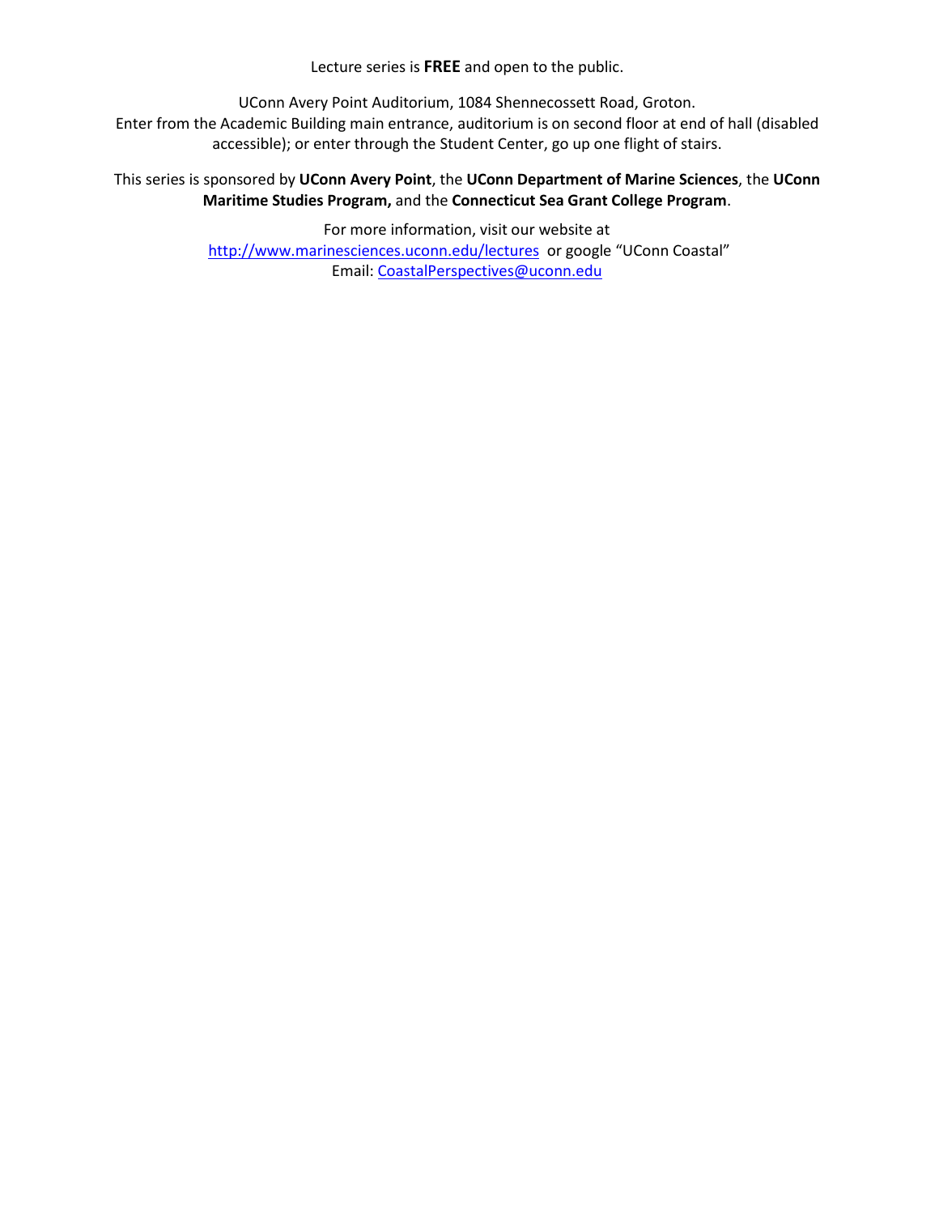Lecture series is **FREE** and open to the public.

UConn Avery Point Auditorium, 1084 Shennecossett Road, Groton.
Enter from the Academic Building main entrance, auditorium is on second floor at end of hall (disabled accessible); or enter through the Student Center, go up one flight of stairs.

This series is sponsored by **UConn Avery Point**, the **UConn Department of Marine Sciences**, the **UConn Maritime Studies Program,** and the **Connecticut Sea Grant College Program**.

For more information, visit our website at
http://www.marinesciences.uconn.edu/lectures or google "UConn Coastal"
Email: CoastalPerspectives@uconn.edu